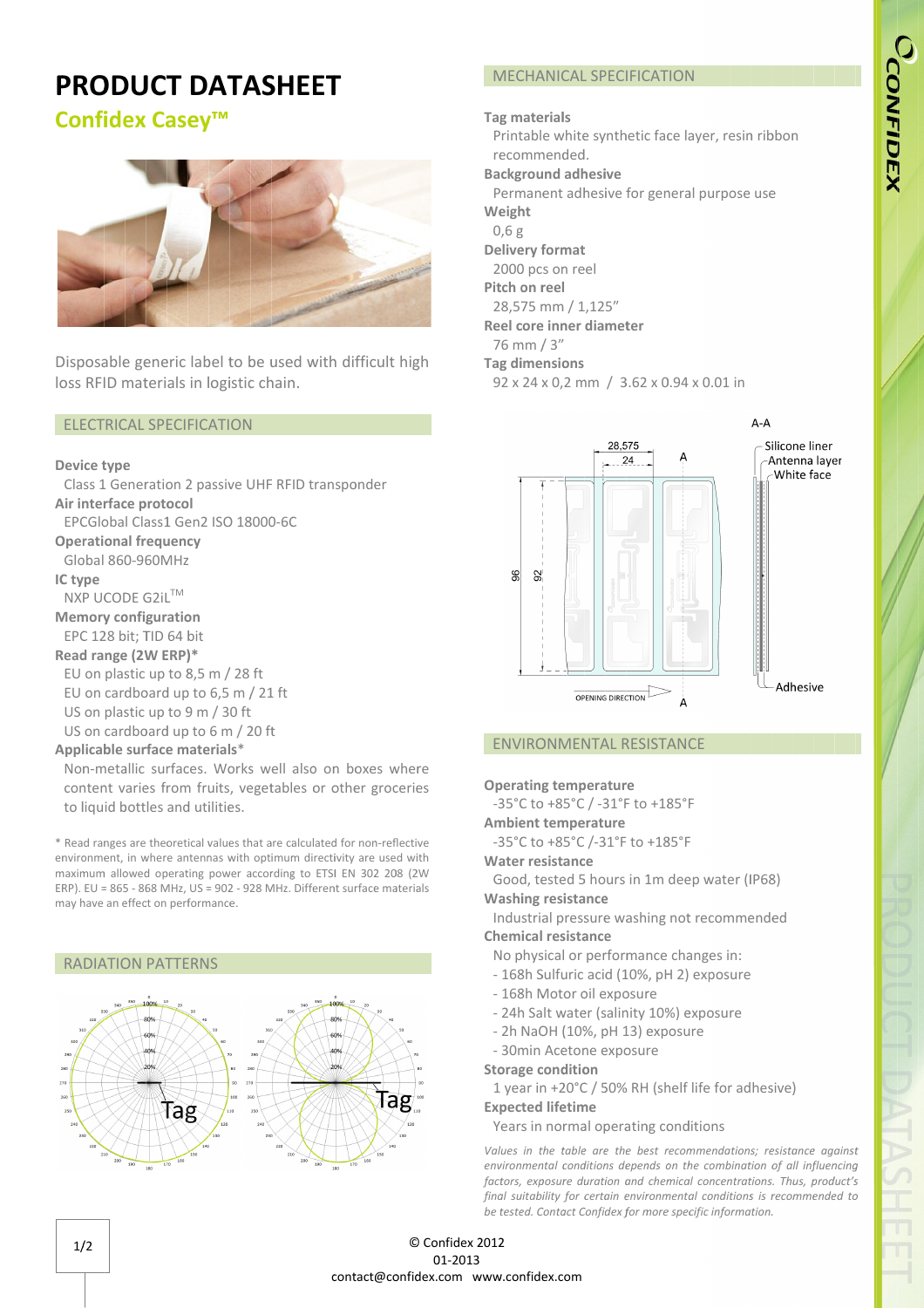# PRODUCT DATASHEET

## Confidex Casey™

Disposable generic label to be used with difficult high loss RFID materials in logistic chain.

### ELECTRICAL SPECIFICATION

**Device type**
Class 1 Generation 2 passive UHF RFID transponder

**Air interface protocol**
EPCGlobal Class1 Gen2 ISO 18000-6C

**Operational frequency**
Global 860-960MHz

**IC type**
NXP UCODE G2iL™

**Memory configuration**
EPC 128 bit; TID 64 bit

**Read range (2W ERP)***
EU on plastic up to 8,5 m / 28 ft
EU on cardboard up to 6,5 m / 21 ft
US on plastic up to 9 m / 30 ft
US on cardboard up to 6 m / 20 ft

**Applicable surface materials***
Non-metallic surfaces. Works well also on boxes where content varies from fruits, vegetables or other groceries to liquid bottles and utilities.

* Read ranges are theoretical values that are calculated for non-reflective environment, in where antennas with optimum directivity are used with maximum allowed operating power according to ETSI EN 302 208 (2W ERP). EU = 865 - 868 MHz, US = 902 - 928 MHz. Different surface materials may have an effect on performance.

### RADIATION PATTERNS

### MECHANICAL SPECIFICATION

**Tag materials**
Printable white synthetic face layer, resin ribbon recommended.

**Background adhesive**
Permanent adhesive for general purpose use

**Weight**
0,6 g

**Delivery format**
2000 pcs on reel

**Pitch on reel**
28,575 mm / 1,125"

**Reel core inner diameter**
76 mm / 3"

**Tag dimensions**
92 x 24 x 0,2 mm / 3.62 x 0.94 x 0.01 in

### ENVIRONMENTAL RESISTANCE

**Operating temperature**
-35°C to +85°C / -31°F to +185°F

**Ambient temperature**
-35°C to +85°C /-31°F to +185°F

**Water resistance**
Good, tested 5 hours in 1m deep water (IP68)

**Washing resistance**
Industrial pressure washing not recommended

**Chemical resistance**
No physical or performance changes in:
- 168h Sulfuric acid (10%, pH 2) exposure
- 168h Motor oil exposure
- 24h Salt water (salinity 10%) exposure
- 2h NaOH (10%, pH 13) exposure
- 30min Acetone exposure

**Storage condition**
1 year in +20°C / 50% RH (shelf life for adhesive)

**Expected lifetime**
Years in normal operating conditions

*Values in the table are the best recommendations; resistance against environmental conditions depends on the combination of all influencing factors, exposure duration and chemical concentrations. Thus, product's final suitability for certain environmental conditions is recommended to be tested. Contact Confidex for more specific information.*

© Confidex 2012
01-2013
contact@confidex.com www.confidex.com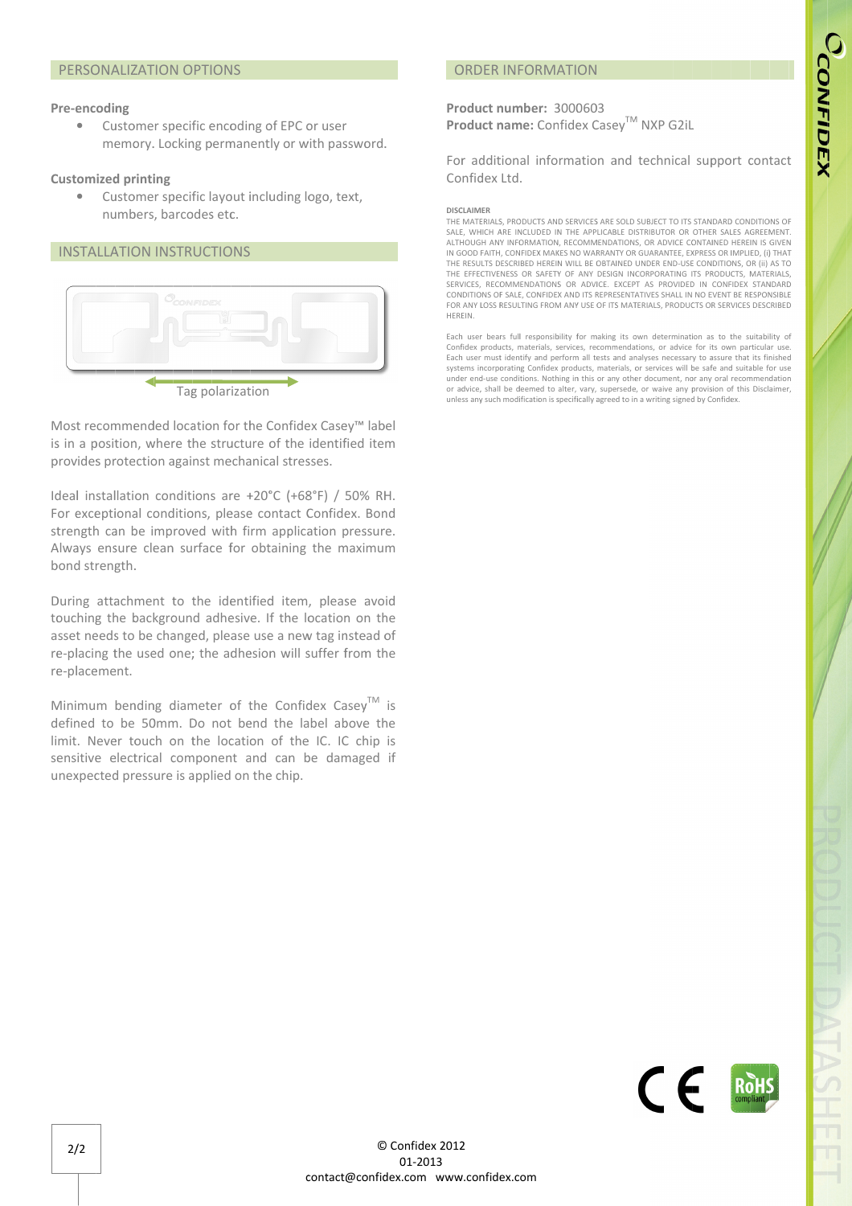## PERSONALIZATION OPTIONS

**Pre-encoding**

- Customer specific encoding of EPC or user memory. Locking permanently or with password.

**Customized printing**

- Customer specific layout including logo, text, numbers, barcodes etc.

## INSTALLATION INSTRUCTIONS

Tag polarization

Most recommended location for the Confidex Casey™ label is in a position, where the structure of the identified item provides protection against mechanical stresses.

Ideal installation conditions are +20°C (+68°F) / 50% RH. For exceptional conditions, please contact Confidex. Bond strength can be improved with firm application pressure. Always ensure clean surface for obtaining the maximum bond strength.

During attachment to the identified item, please avoid touching the background adhesive. If the location on the asset needs to be changed, please use a new tag instead of re-placing the used one; the adhesion will suffer from the re-placement.

Minimum bending diameter of the Confidex Casey™ is defined to be 50mm. Do not bend the label above the limit. Never touch on the location of the IC. IC chip is sensitive electrical component and can be damaged if unexpected pressure is applied on the chip.

## ORDER INFORMATION

**Product number:** 3000603
**Product name:** Confidex Casey™ NXP G2iL

For additional information and technical support contact Confidex Ltd.

**DISCLAIMER**

THE MATERIALS, PRODUCTS AND SERVICES ARE SOLD SUBJECT TO ITS STANDARD CONDITIONS OF SALE, WHICH ARE INCLUDED IN THE APPLICABLE DISTRIBUTOR OR OTHER SALES AGREEMENT. ALTHOUGH ANY INFORMATION, RECOMMENDATIONS, OR ADVICE CONTAINED HEREIN IS GIVEN IN GOOD FAITH, CONFIDEX MAKES NO WARRANTY OR GUARANTEE, EXPRESS OR IMPLIED, (i) THAT THE RESULTS DESCRIBED HEREIN WILL BE OBTAINED UNDER END-USE CONDITIONS, OR (ii) AS TO THE EFFECTIVENESS OR SAFETY OF ANY DESIGN INCORPORATING ITS PRODUCTS, MATERIALS, SERVICES, RECOMMENDATIONS OR ADVICE. EXCEPT AS PROVIDED IN CONFIDEX STANDARD CONDITIONS OF SALE, CONFIDEX AND ITS REPRESENTATIVES SHALL IN NO EVENT BE RESPONSIBLE FOR ANY LOSS RESULTING FROM ANY USE OF ITS MATERIALS, PRODUCTS OR SERVICES DESCRIBED HEREIN.

Each user bears full responsibility for making its own determination as to the suitability of Confidex products, materials, services, recommendations, or advice for its own particular use. Each user must identify and perform all tests and analyses necessary to assure that its finished systems incorporating Confidex products, materials, or services will be safe and suitable for use under end-use conditions. Nothing in this or any other document, nor any oral recommendation or advice, shall be deemed to alter, vary, supersede, or waive any provision of this Disclaimer, unless any such modification is specifically agreed to in a writing signed by Confidex.

© Confidex 2012
01-2013
contact@confidex.com www.confidex.com